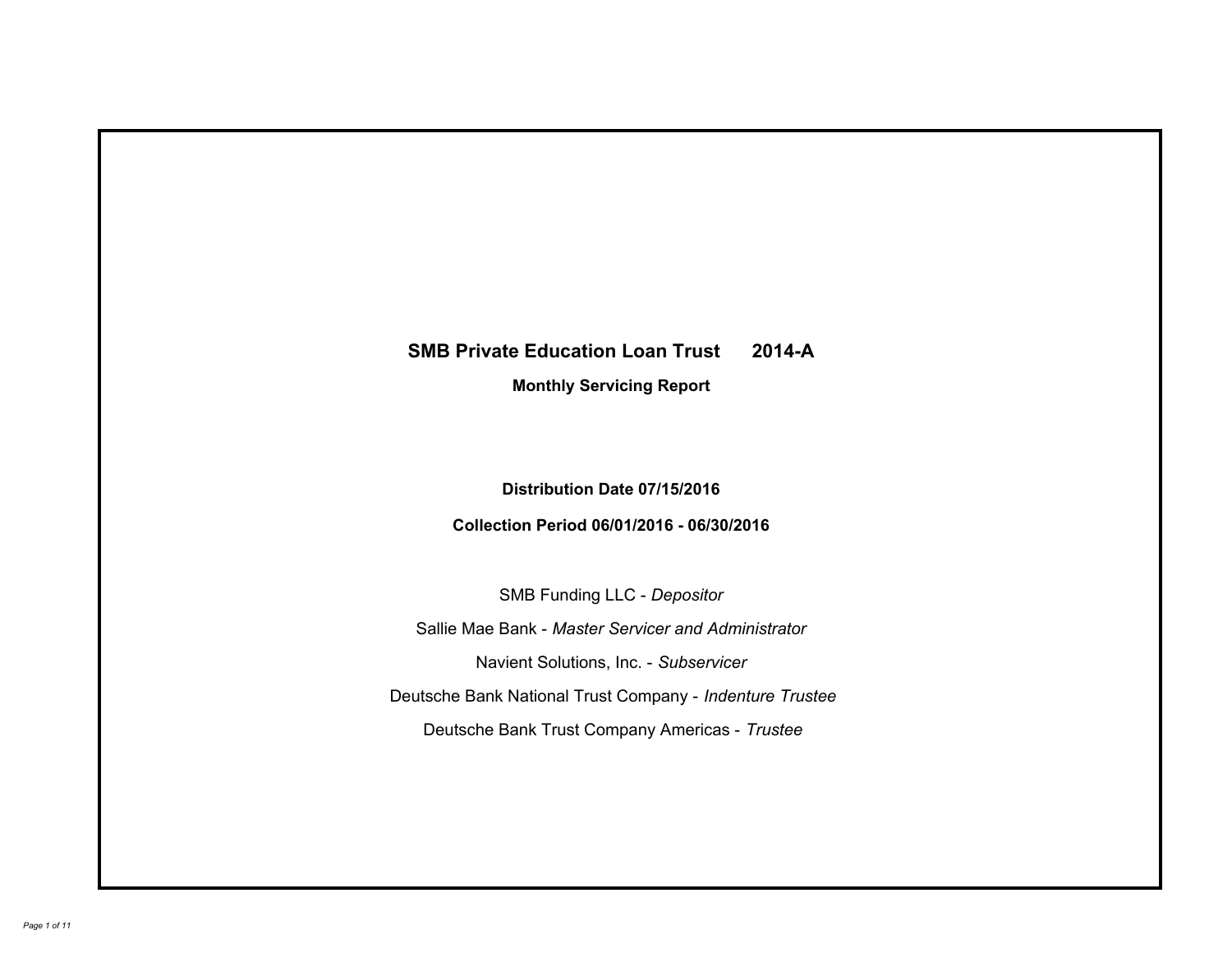# SMB Private Education Loan Trust 2014-A

## Monthly Servicing Report

**Distribution Date 07/15/2016**

**Collection Period 06/01/2016 - 06/30/2016**

SMB Funding LLC - *Depositor*

Sallie Mae Bank - *Master Servicer and Administrator*

Navient Solutions, Inc. - *Subservicer*

Deutsche Bank National Trust Company - *Indenture Trustee*

Deutsche Bank Trust Company Americas - *Trustee*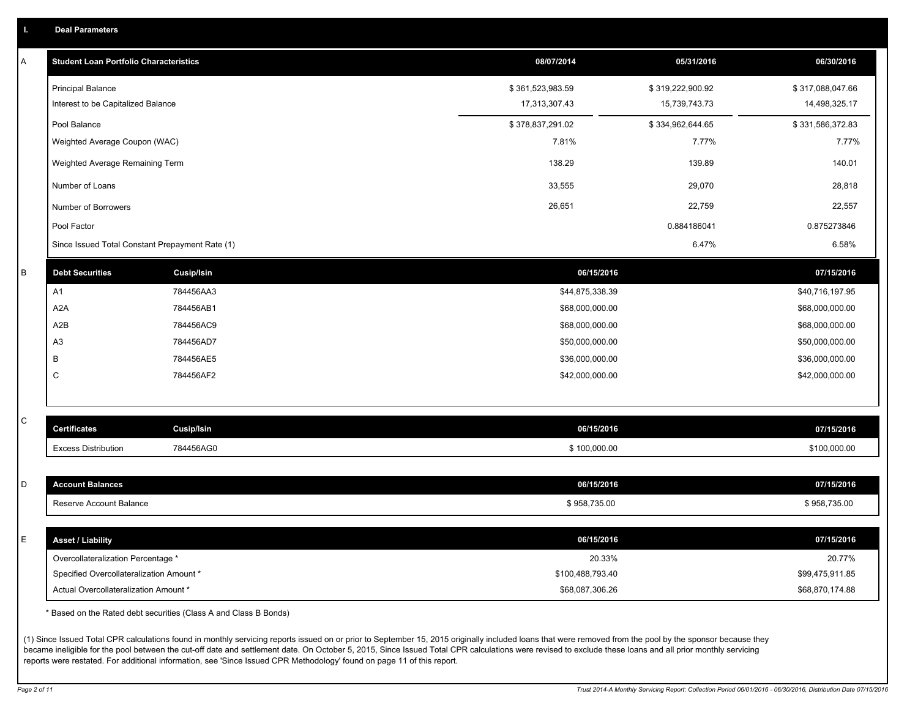## I. Deal Parameters

### A

| Student Loan Portfolio Characteristics | 08/07/2014 | 05/31/2016 | 06/30/2016 |
|---|---|---|---|
| Principal Balance | $ 361,523,983.59 | $ 319,222,900.92 | $ 317,088,047.66 |
| Interest to be Capitalized Balance | 17,313,307.43 | 15,739,743.73 | 14,498,325.17 |
| Pool Balance | $ 378,837,291.02 | $ 334,962,644.65 | $ 331,586,372.83 |
| Weighted Average Coupon (WAC) | 7.81% | 7.77% | 7.77% |
| Weighted Average Remaining Term | 138.29 | 139.89 | 140.01 |
| Number of Loans | 33,555 | 29,070 | 28,818 |
| Number of Borrowers | 26,651 | 22,759 | 22,557 |
| Pool Factor | | 0.884186041 | 0.875273846 |
| Since Issued Total Constant Prepayment Rate (1) | | 6.47% | 6.58% |

### B

| Debt Securities | Cusip/Isin | 06/15/2016 | 07/15/2016 |
|---|---|---|---|
| A1 | 784456AA3 | $44,875,338.39 | $40,716,197.95 |
| A2A | 784456AB1 | $68,000,000.00 | $68,000,000.00 |
| A2B | 784456AC9 | $68,000,000.00 | $68,000,000.00 |
| A3 | 784456AD7 | $50,000,000.00 | $50,000,000.00 |
| B | 784456AE5 | $36,000,000.00 | $36,000,000.00 |
| C | 784456AF2 | $42,000,000.00 | $42,000,000.00 |

### C

| Certificates | Cusip/Isin | 06/15/2016 | 07/15/2016 |
|---|---|---|---|
| Excess Distribution | 784456AG0 | $ 100,000.00 | $100,000.00 |

### D

| Account Balances | 06/15/2016 | 07/15/2016 |
|---|---|---|
| Reserve Account Balance | $ 958,735.00 | $ 958,735.00 |

### E

| Asset / Liability | 06/15/2016 | 07/15/2016 |
|---|---|---|
| Overcollateralization Percentage * | 20.33% | 20.77% |
| Specified Overcollateralization Amount * | $100,488,793.40 | $99,475,911.85 |
| Actual Overcollateralization Amount * | $68,087,306.26 | $68,870,174.88 |

* Based on the Rated debt securities (Class A and Class B Bonds)

(1) Since Issued Total CPR calculations found in monthly servicing reports issued on or prior to September 15, 2015 originally included loans that were removed from the pool by the sponsor because they became ineligible for the pool between the cut-off date and settlement date. On October 5, 2015, Since Issued Total CPR calculations were revised to exclude these loans and all prior monthly servicing reports were restated. For additional information, see 'Since Issued CPR Methodology' found on page 11 of this report.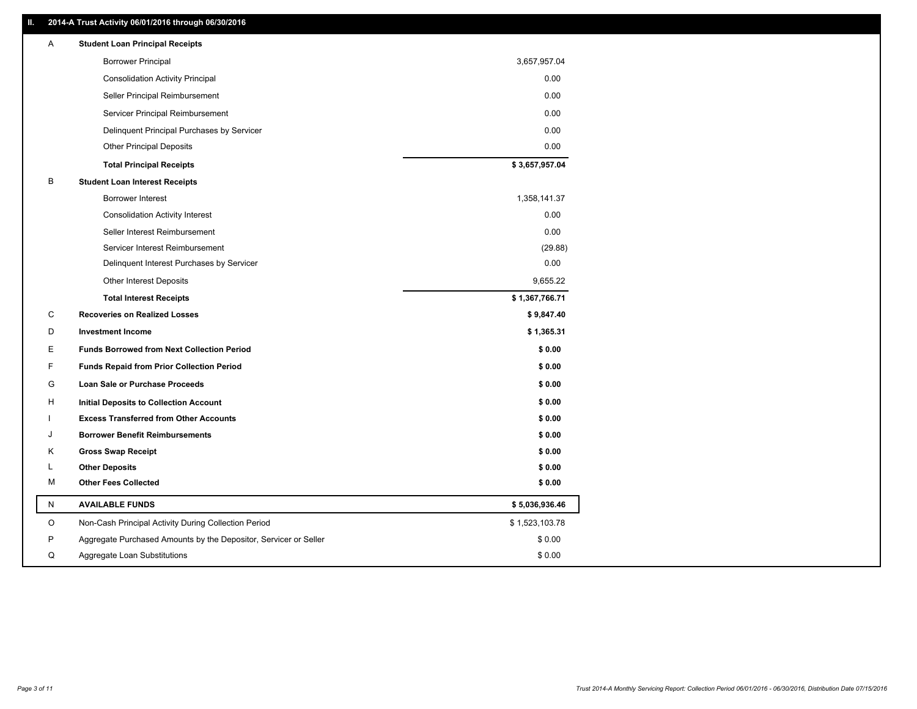## II. 2014-A Trust Activity 06/01/2016 through 06/30/2016

| | | |
|---|---|---|
| A | **Student Loan Principal Receipts** | |
| | Borrower Principal | 3,657,957.04 |
| | Consolidation Activity Principal | 0.00 |
| | Seller Principal Reimbursement | 0.00 |
| | Servicer Principal Reimbursement | 0.00 |
| | Delinquent Principal Purchases by Servicer | 0.00 |
| | Other Principal Deposits | 0.00 |
| | **Total Principal Receipts** | **$ 3,657,957.04** |
| B | **Student Loan Interest Receipts** | |
| | Borrower Interest | 1,358,141.37 |
| | Consolidation Activity Interest | 0.00 |
| | Seller Interest Reimbursement | 0.00 |
| | Servicer Interest Reimbursement | (29.88) |
| | Delinquent Interest Purchases by Servicer | 0.00 |
| | Other Interest Deposits | 9,655.22 |
| | **Total Interest Receipts** | **$ 1,367,766.71** |
| C | **Recoveries on Realized Losses** | **$ 9,847.40** |
| D | **Investment Income** | **$ 1,365.31** |
| E | **Funds Borrowed from Next Collection Period** | **$ 0.00** |
| F | **Funds Repaid from Prior Collection Period** | **$ 0.00** |
| G | **Loan Sale or Purchase Proceeds** | **$ 0.00** |
| H | **Initial Deposits to Collection Account** | **$ 0.00** |
| I | **Excess Transferred from Other Accounts** | **$ 0.00** |
| J | **Borrower Benefit Reimbursements** | **$ 0.00** |
| K | **Gross Swap Receipt** | **$ 0.00** |
| L | **Other Deposits** | **$ 0.00** |
| M | **Other Fees Collected** | **$ 0.00** |
| N | **AVAILABLE FUNDS** | **$ 5,036,936.46** |
| O | Non-Cash Principal Activity During Collection Period | $ 1,523,103.78 |
| P | Aggregate Purchased Amounts by the Depositor, Servicer or Seller | $ 0.00 |
| Q | Aggregate Loan Substitutions | $ 0.00 |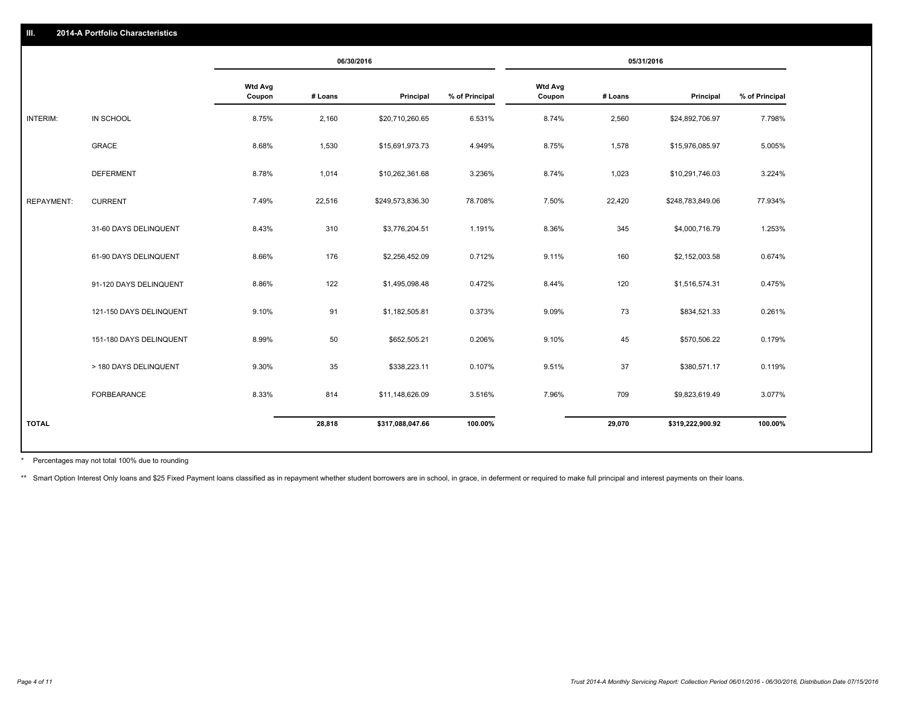## III. 2014-A Portfolio Characteristics

| | | 06/30/2016 | | | | 05/31/2016 | | | |
|---|---|---|---|---|---|---|---|---|---|
| | | Wtd Avg Coupon | # Loans | Principal | % of Principal | Wtd Avg Coupon | # Loans | Principal | % of Principal |
| INTERIM: | IN SCHOOL | 8.75% | 2,160 | $20,710,260.65 | 6.531% | 8.74% | 2,560 | $24,892,706.97 | 7.798% |
| | GRACE | 8.68% | 1,530 | $15,691,973.73 | 4.949% | 8.75% | 1,578 | $15,976,085.97 | 5.005% |
| | DEFERMENT | 8.78% | 1,014 | $10,262,361.68 | 3.236% | 8.74% | 1,023 | $10,291,746.03 | 3.224% |
| REPAYMENT: | CURRENT | 7.49% | 22,516 | $249,573,836.30 | 78.708% | 7.50% | 22,420 | $248,783,849.06 | 77.934% |
| | 31-60 DAYS DELINQUENT | 8.43% | 310 | $3,776,204.51 | 1.191% | 8.36% | 345 | $4,000,716.79 | 1.253% |
| | 61-90 DAYS DELINQUENT | 8.66% | 176 | $2,256,452.09 | 0.712% | 9.11% | 160 | $2,152,003.58 | 0.674% |
| | 91-120 DAYS DELINQUENT | 8.86% | 122 | $1,495,098.48 | 0.472% | 8.44% | 120 | $1,516,574.31 | 0.475% |
| | 121-150 DAYS DELINQUENT | 9.10% | 91 | $1,182,505.81 | 0.373% | 9.09% | 73 | $834,521.33 | 0.261% |
| | 151-180 DAYS DELINQUENT | 8.99% | 50 | $652,505.21 | 0.206% | 9.10% | 45 | $570,506.22 | 0.179% |
| | > 180 DAYS DELINQUENT | 9.30% | 35 | $338,223.11 | 0.107% | 9.51% | 37 | $380,571.17 | 0.119% |
| | FORBEARANCE | 8.33% | 814 | $11,148,626.09 | 3.516% | 7.96% | 709 | $9,823,619.49 | 3.077% |
| TOTAL | | | 28,818 | $317,088,047.66 | 100.00% | | 29,070 | $319,222,900.92 | 100.00% |

* Percentages may not total 100% due to rounding

** Smart Option Interest Only loans and $25 Fixed Payment loans classified as in repayment whether student borrowers are in school, in grace, in deferment or required to make full principal and interest payments on their loans.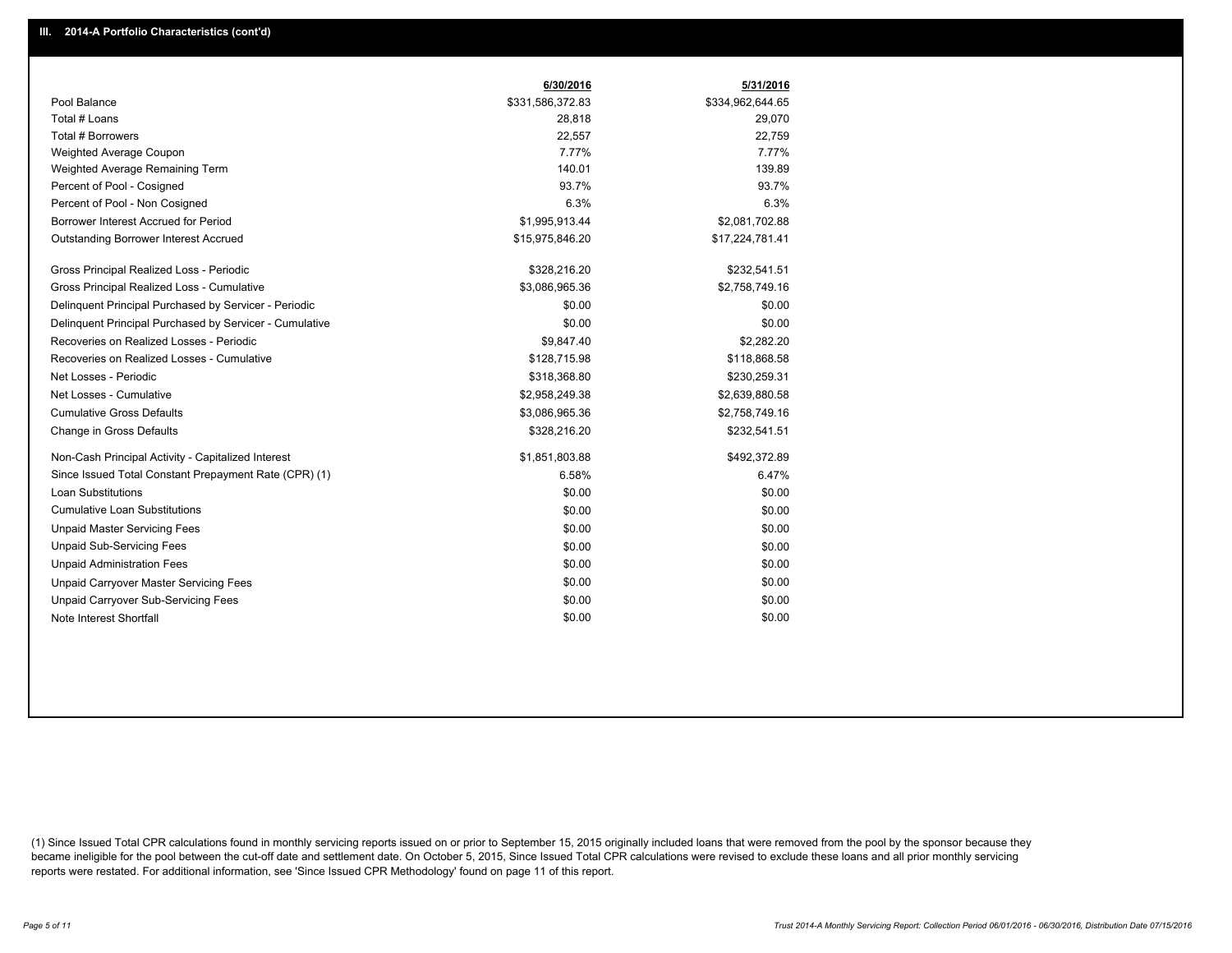## III. 2014-A Portfolio Characteristics (cont'd)

| | 6/30/2016 | 5/31/2016 |
|---|---|---|
| Pool Balance | $331,586,372.83 | $334,962,644.65 |
| Total # Loans | 28,818 | 29,070 |
| Total # Borrowers | 22,557 | 22,759 |
| Weighted Average Coupon | 7.77% | 7.77% |
| Weighted Average Remaining Term | 140.01 | 139.89 |
| Percent of Pool - Cosigned | 93.7% | 93.7% |
| Percent of Pool - Non Cosigned | 6.3% | 6.3% |
| Borrower Interest Accrued for Period | $1,995,913.44 | $2,081,702.88 |
| Outstanding Borrower Interest Accrued | $15,975,846.20 | $17,224,781.41 |
| Gross Principal Realized Loss - Periodic | $328,216.20 | $232,541.51 |
| Gross Principal Realized Loss - Cumulative | $3,086,965.36 | $2,758,749.16 |
| Delinquent Principal Purchased by Servicer - Periodic | $0.00 | $0.00 |
| Delinquent Principal Purchased by Servicer - Cumulative | $0.00 | $0.00 |
| Recoveries on Realized Losses - Periodic | $9,847.40 | $2,282.20 |
| Recoveries on Realized Losses - Cumulative | $128,715.98 | $118,868.58 |
| Net Losses - Periodic | $318,368.80 | $230,259.31 |
| Net Losses - Cumulative | $2,958,249.38 | $2,639,880.58 |
| Cumulative Gross Defaults | $3,086,965.36 | $2,758,749.16 |
| Change in Gross Defaults | $328,216.20 | $232,541.51 |
| Non-Cash Principal Activity - Capitalized Interest | $1,851,803.88 | $492,372.89 |
| Since Issued Total Constant Prepayment Rate (CPR) (1) | 6.58% | 6.47% |
| Loan Substitutions | $0.00 | $0.00 |
| Cumulative Loan Substitutions | $0.00 | $0.00 |
| Unpaid Master Servicing Fees | $0.00 | $0.00 |
| Unpaid Sub-Servicing Fees | $0.00 | $0.00 |
| Unpaid Administration Fees | $0.00 | $0.00 |
| Unpaid Carryover Master Servicing Fees | $0.00 | $0.00 |
| Unpaid Carryover Sub-Servicing Fees | $0.00 | $0.00 |
| Note Interest Shortfall | $0.00 | $0.00 |

(1) Since Issued Total CPR calculations found in monthly servicing reports issued on or prior to September 15, 2015 originally included loans that were removed from the pool by the sponsor because they became ineligible for the pool between the cut-off date and settlement date. On October 5, 2015, Since Issued Total CPR calculations were revised to exclude these loans and all prior monthly servicing reports were restated. For additional information, see 'Since Issued CPR Methodology' found on page 11 of this report.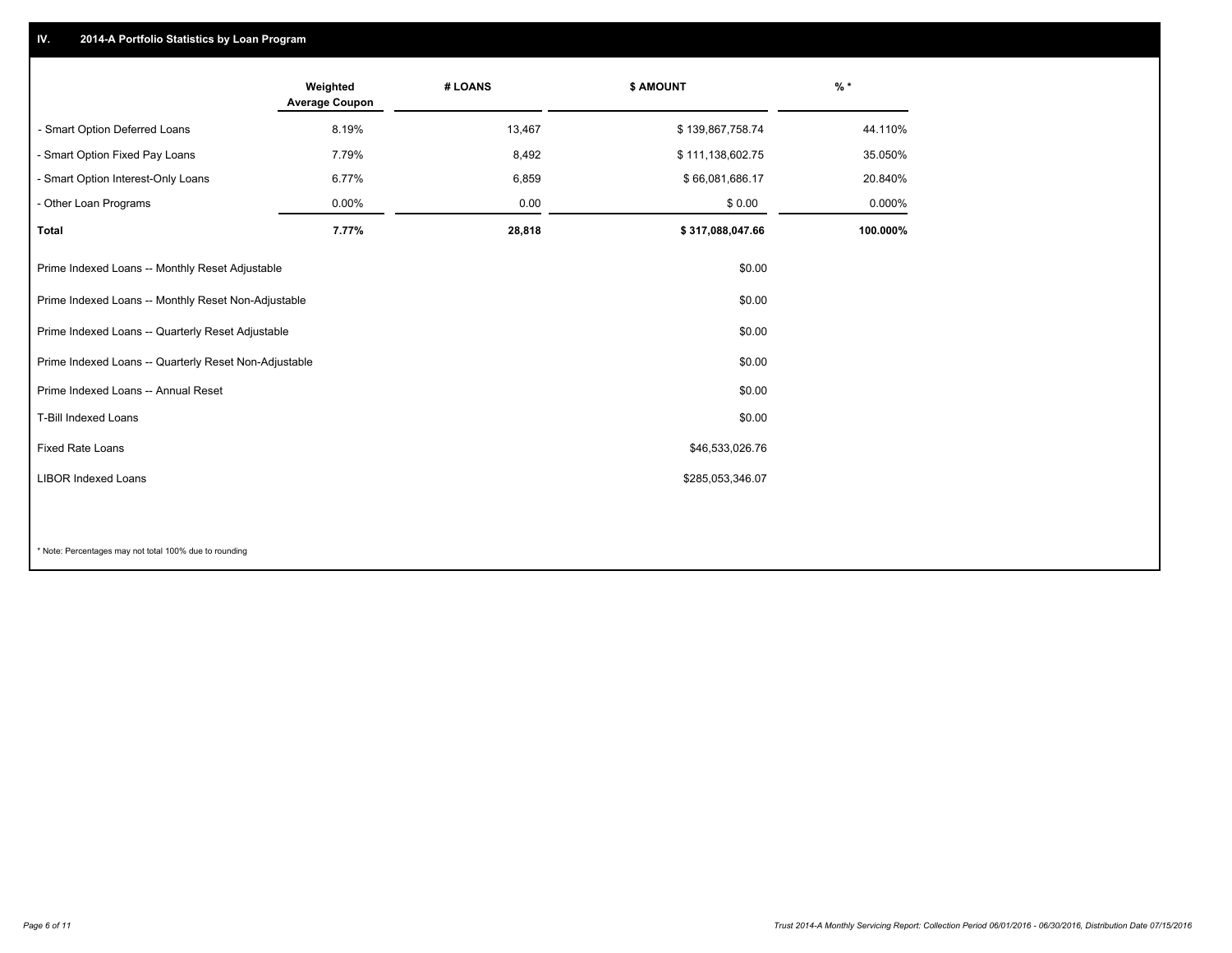## IV. 2014-A Portfolio Statistics by Loan Program

| | Weighted Average Coupon | # LOANS | $ AMOUNT | % * |
|---|---|---|---|---|
| - Smart Option Deferred Loans | 8.19% | 13,467 | $ 139,867,758.74 | 44.110% |
| - Smart Option Fixed Pay Loans | 7.79% | 8,492 | $ 111,138,602.75 | 35.050% |
| - Smart Option Interest-Only Loans | 6.77% | 6,859 | $ 66,081,686.17 | 20.840% |
| - Other Loan Programs | 0.00% | 0.00 | $ 0.00 | 0.000% |
| **Total** | **7.77%** | **28,818** | **$ 317,088,047.66** | **100.000%** |

| | |
|---|---|
| Prime Indexed Loans -- Monthly Reset Adjustable | $0.00 |
| Prime Indexed Loans -- Monthly Reset Non-Adjustable | $0.00 |
| Prime Indexed Loans -- Quarterly Reset Adjustable | $0.00 |
| Prime Indexed Loans -- Quarterly Reset Non-Adjustable | $0.00 |
| Prime Indexed Loans -- Annual Reset | $0.00 |
| T-Bill Indexed Loans | $0.00 |
| Fixed Rate Loans | $46,533,026.76 |
| LIBOR Indexed Loans | $285,053,346.07 |

* Note: Percentages may not total 100% due to rounding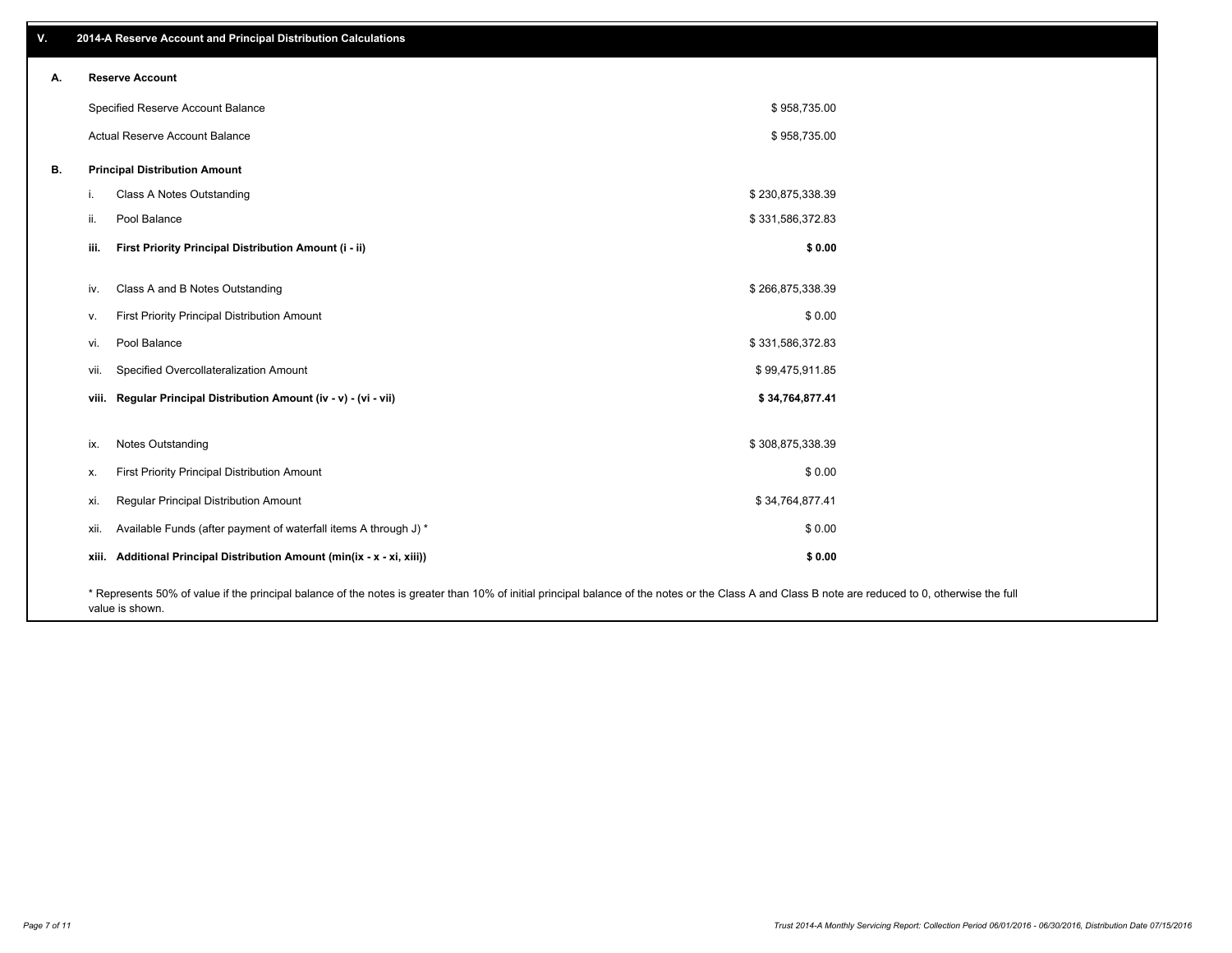## V. 2014-A Reserve Account and Principal Distribution Calculations

### A. Reserve Account

| | |
|---|---|
| Specified Reserve Account Balance | $ 958,735.00 |
| Actual Reserve Account Balance | $ 958,735.00 |

### B. Principal Distribution Amount

| | | |
|---|---|---|
| i. | Class A Notes Outstanding | $ 230,875,338.39 |
| ii. | Pool Balance | $ 331,586,372.83 |
| **iii.** | **First Priority Principal Distribution Amount (i - ii)** | **$ 0.00** |
| iv. | Class A and B Notes Outstanding | $ 266,875,338.39 |
| v. | First Priority Principal Distribution Amount | $ 0.00 |
| vi. | Pool Balance | $ 331,586,372.83 |
| vii. | Specified Overcollateralization Amount | $ 99,475,911.85 |
| **viii.** | **Regular Principal Distribution Amount (iv - v) - (vi - vii)** | **$ 34,764,877.41** |
| ix. | Notes Outstanding | $ 308,875,338.39 |
| x. | First Priority Principal Distribution Amount | $ 0.00 |
| xi. | Regular Principal Distribution Amount | $ 34,764,877.41 |
| xii. | Available Funds (after payment of waterfall items A through J) * | $ 0.00 |
| **xiii.** | **Additional Principal Distribution Amount (min(ix - x - xi, xiii))** | **$ 0.00** |

* Represents 50% of value if the principal balance of the notes is greater than 10% of initial principal balance of the notes or the Class A and Class B note are reduced to 0, otherwise the full value is shown.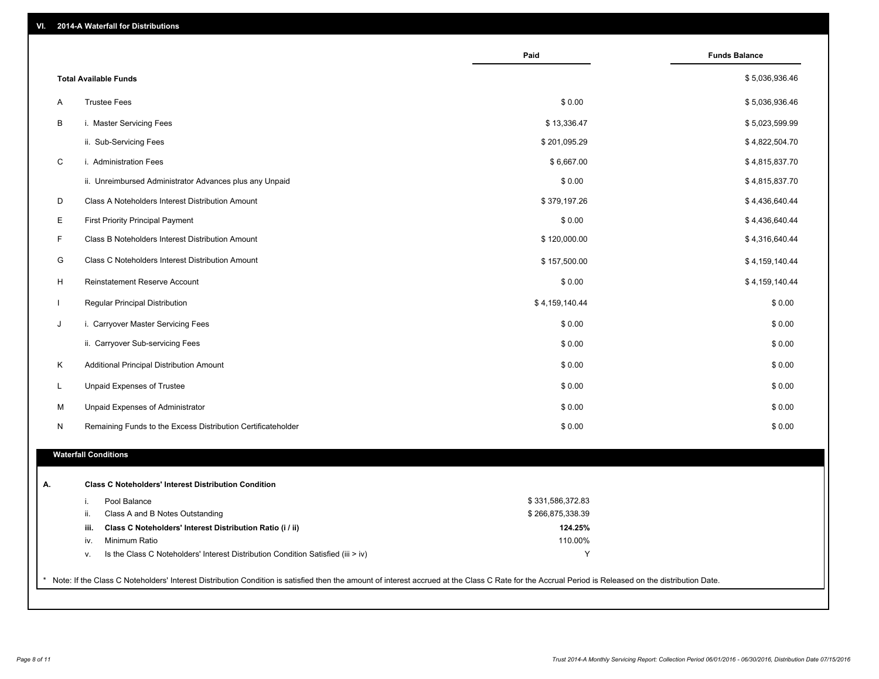## VI. 2014-A Waterfall for Distributions

| | | Paid | Funds Balance |
|---|---|---|---|
| | **Total Available Funds** | | $ 5,036,936.46 |
| A | Trustee Fees | $ 0.00 | $ 5,036,936.46 |
| B | i. Master Servicing Fees | $ 13,336.47 | $ 5,023,599.99 |
| | ii. Sub-Servicing Fees | $ 201,095.29 | $ 4,822,504.70 |
| C | i. Administration Fees | $ 6,667.00 | $ 4,815,837.70 |
| | ii. Unreimbursed Administrator Advances plus any Unpaid | $ 0.00 | $ 4,815,837.70 |
| D | Class A Noteholders Interest Distribution Amount | $ 379,197.26 | $ 4,436,640.44 |
| E | First Priority Principal Payment | $ 0.00 | $ 4,436,640.44 |
| F | Class B Noteholders Interest Distribution Amount | $ 120,000.00 | $ 4,316,640.44 |
| G | Class C Noteholders Interest Distribution Amount | $ 157,500.00 | $ 4,159,140.44 |
| H | Reinstatement Reserve Account | $ 0.00 | $ 4,159,140.44 |
| I | Regular Principal Distribution | $ 4,159,140.44 | $ 0.00 |
| J | i. Carryover Master Servicing Fees | $ 0.00 | $ 0.00 |
| | ii. Carryover Sub-servicing Fees | $ 0.00 | $ 0.00 |
| K | Additional Principal Distribution Amount | $ 0.00 | $ 0.00 |
| L | Unpaid Expenses of Trustee | $ 0.00 | $ 0.00 |
| M | Unpaid Expenses of Administrator | $ 0.00 | $ 0.00 |
| N | Remaining Funds to the Excess Distribution Certificateholder | $ 0.00 | $ 0.00 |

### Waterfall Conditions

**A. Class C Noteholders' Interest Distribution Condition**

| | | |
|---|---|---|
| i. | Pool Balance | $ 331,586,372.83 |
| ii. | Class A and B Notes Outstanding | $ 266,875,338.39 |
| **iii.** | **Class C Noteholders' Interest Distribution Ratio (i / ii)** | **124.25%** |
| iv. | Minimum Ratio | 110.00% |
| v. | Is the Class C Noteholders' Interest Distribution Condition Satisfied (iii > iv) | Y |

* Note: If the Class C Noteholders' Interest Distribution Condition is satisfied then the amount of interest accrued at the Class C Rate for the Accrual Period is Released on the distribution Date.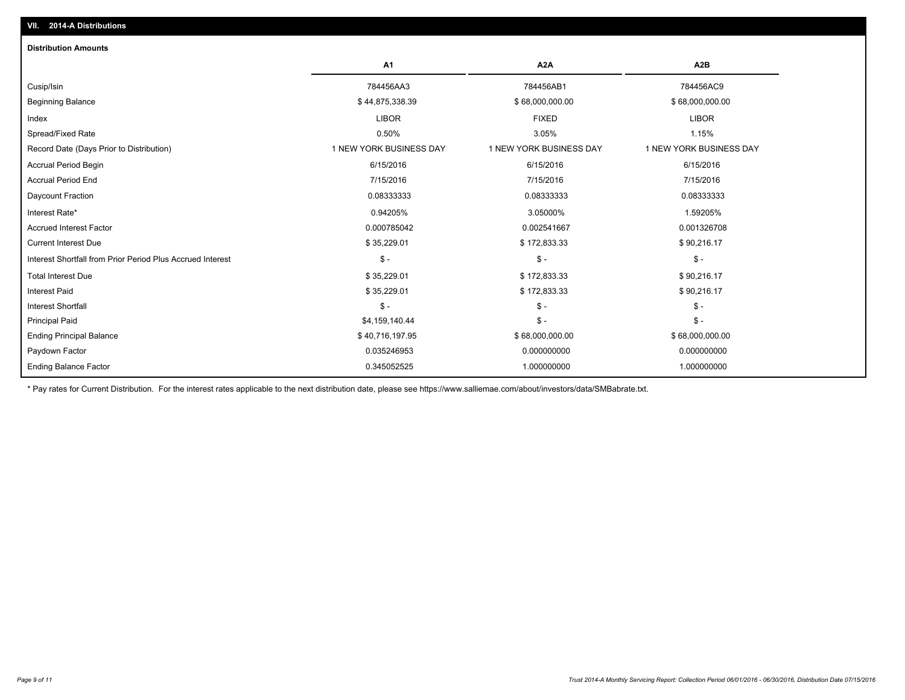## VII. 2014-A Distributions

### Distribution Amounts

| | A1 | A2A | A2B |
|---|---|---|---|
| Cusip/Isin | 784456AA3 | 784456AB1 | 784456AC9 |
| Beginning Balance | $ 44,875,338.39 | $ 68,000,000.00 | $ 68,000,000.00 |
| Index | LIBOR | FIXED | LIBOR |
| Spread/Fixed Rate | 0.50% | 3.05% | 1.15% |
| Record Date (Days Prior to Distribution) | 1 NEW YORK BUSINESS DAY | 1 NEW YORK BUSINESS DAY | 1 NEW YORK BUSINESS DAY |
| Accrual Period Begin | 6/15/2016 | 6/15/2016 | 6/15/2016 |
| Accrual Period End | 7/15/2016 | 7/15/2016 | 7/15/2016 |
| Daycount Fraction | 0.08333333 | 0.08333333 | 0.08333333 |
| Interest Rate* | 0.94205% | 3.05000% | 1.59205% |
| Accrued Interest Factor | 0.000785042 | 0.002541667 | 0.001326708 |
| Current Interest Due | $ 35,229.01 | $ 172,833.33 | $ 90,216.17 |
| Interest Shortfall from Prior Period Plus Accrued Interest | $ - | $ - | $ - |
| Total Interest Due | $ 35,229.01 | $ 172,833.33 | $ 90,216.17 |
| Interest Paid | $ 35,229.01 | $ 172,833.33 | $ 90,216.17 |
| Interest Shortfall | $ - | $ - | $ - |
| Principal Paid | $4,159,140.44 | $ - | $ - |
| Ending Principal Balance | $ 40,716,197.95 | $ 68,000,000.00 | $ 68,000,000.00 |
| Paydown Factor | 0.035246953 | 0.000000000 | 0.000000000 |
| Ending Balance Factor | 0.345052525 | 1.000000000 | 1.000000000 |

* Pay rates for Current Distribution. For the interest rates applicable to the next distribution date, please see https://www.salliemae.com/about/investors/data/SMBabrate.txt.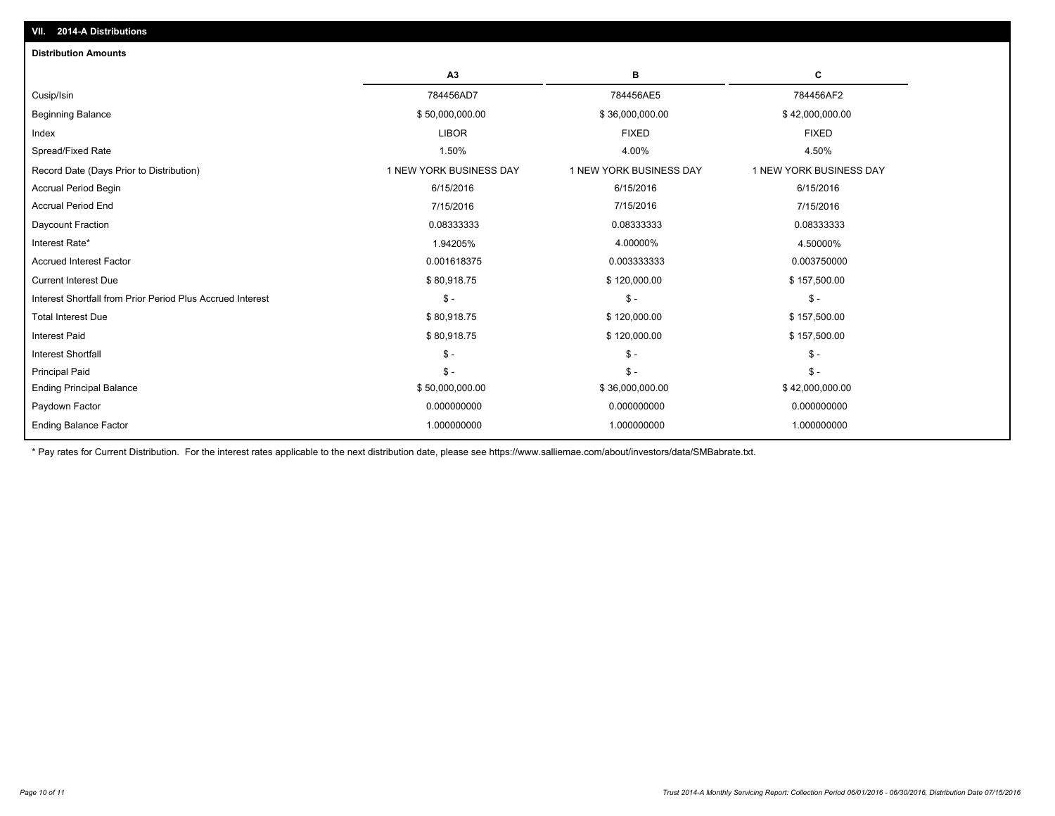## VII. 2014-A Distributions

### Distribution Amounts

| | A3 | B | C |
|---|---|---|---|
| Cusip/Isin | 784456AD7 | 784456AE5 | 784456AF2 |
| Beginning Balance | $ 50,000,000.00 | $ 36,000,000.00 | $ 42,000,000.00 |
| Index | LIBOR | FIXED | FIXED |
| Spread/Fixed Rate | 1.50% | 4.00% | 4.50% |
| Record Date (Days Prior to Distribution) | 1 NEW YORK BUSINESS DAY | 1 NEW YORK BUSINESS DAY | 1 NEW YORK BUSINESS DAY |
| Accrual Period Begin | 6/15/2016 | 6/15/2016 | 6/15/2016 |
| Accrual Period End | 7/15/2016 | 7/15/2016 | 7/15/2016 |
| Daycount Fraction | 0.08333333 | 0.08333333 | 0.08333333 |
| Interest Rate* | 1.94205% | 4.00000% | 4.50000% |
| Accrued Interest Factor | 0.001618375 | 0.003333333 | 0.003750000 |
| Current Interest Due | $ 80,918.75 | $ 120,000.00 | $ 157,500.00 |
| Interest Shortfall from Prior Period Plus Accrued Interest | $ - | $ - | $ - |
| Total Interest Due | $ 80,918.75 | $ 120,000.00 | $ 157,500.00 |
| Interest Paid | $ 80,918.75 | $ 120,000.00 | $ 157,500.00 |
| Interest Shortfall | $ - | $ - | $ - |
| Principal Paid | $ - | $ - | $ - |
| Ending Principal Balance | $ 50,000,000.00 | $ 36,000,000.00 | $ 42,000,000.00 |
| Paydown Factor | 0.000000000 | 0.000000000 | 0.000000000 |
| Ending Balance Factor | 1.000000000 | 1.000000000 | 1.000000000 |

* Pay rates for Current Distribution. For the interest rates applicable to the next distribution date, please see https://www.salliemae.com/about/investors/data/SMBabrate.txt.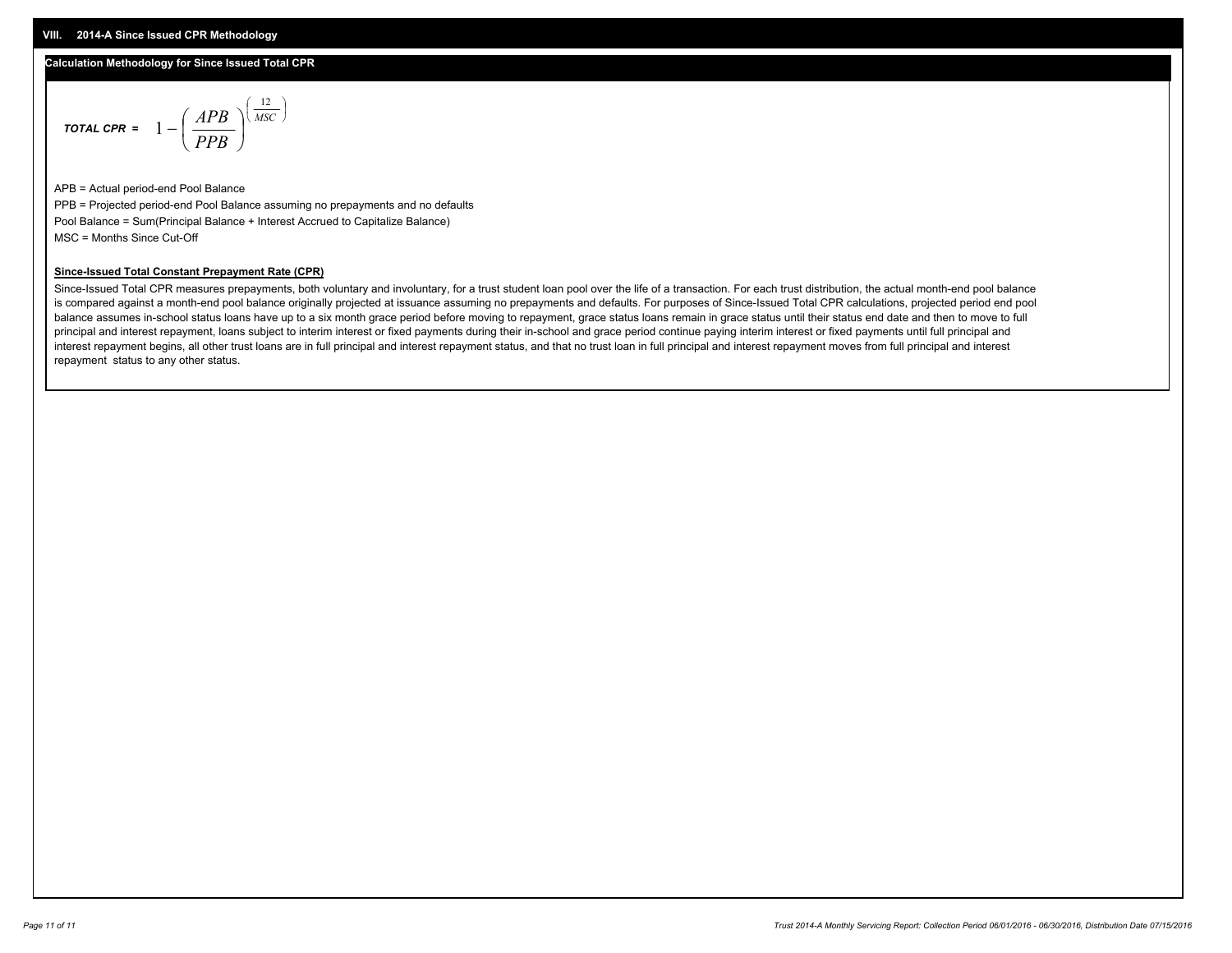## VIII. 2014-A Since Issued CPR Methodology

### Calculation Methodology for Since Issued Total CPR

**TOTAL CPR =** $$1-\left(\frac{APB}{PPB}\right)^{\left(\frac{12}{MSC}\right)}$$

APB = Actual period-end Pool Balance

PPB = Projected period-end Pool Balance assuming no prepayments and no defaults

Pool Balance = Sum(Principal Balance + Interest Accrued to Capitalize Balance)

MSC = Months Since Cut-Off

**Since-Issued Total Constant Prepayment Rate (CPR)**

Since-Issued Total CPR measures prepayments, both voluntary and involuntary, for a trust student loan pool over the life of a transaction. For each trust distribution, the actual month-end pool balance is compared against a month-end pool balance originally projected at issuance assuming no prepayments and defaults. For purposes of Since-Issued Total CPR calculations, projected period end pool balance assumes in-school status loans have up to a six month grace period before moving to repayment, grace status loans remain in grace status until their status end date and then to move to full principal and interest repayment, loans subject to interim interest or fixed payments during their in-school and grace period continue paying interim interest or fixed payments until full principal and interest repayment begins, all other trust loans are in full principal and interest repayment status, and that no trust loan in full principal and interest repayment moves from full principal and interest repayment status to any other status.